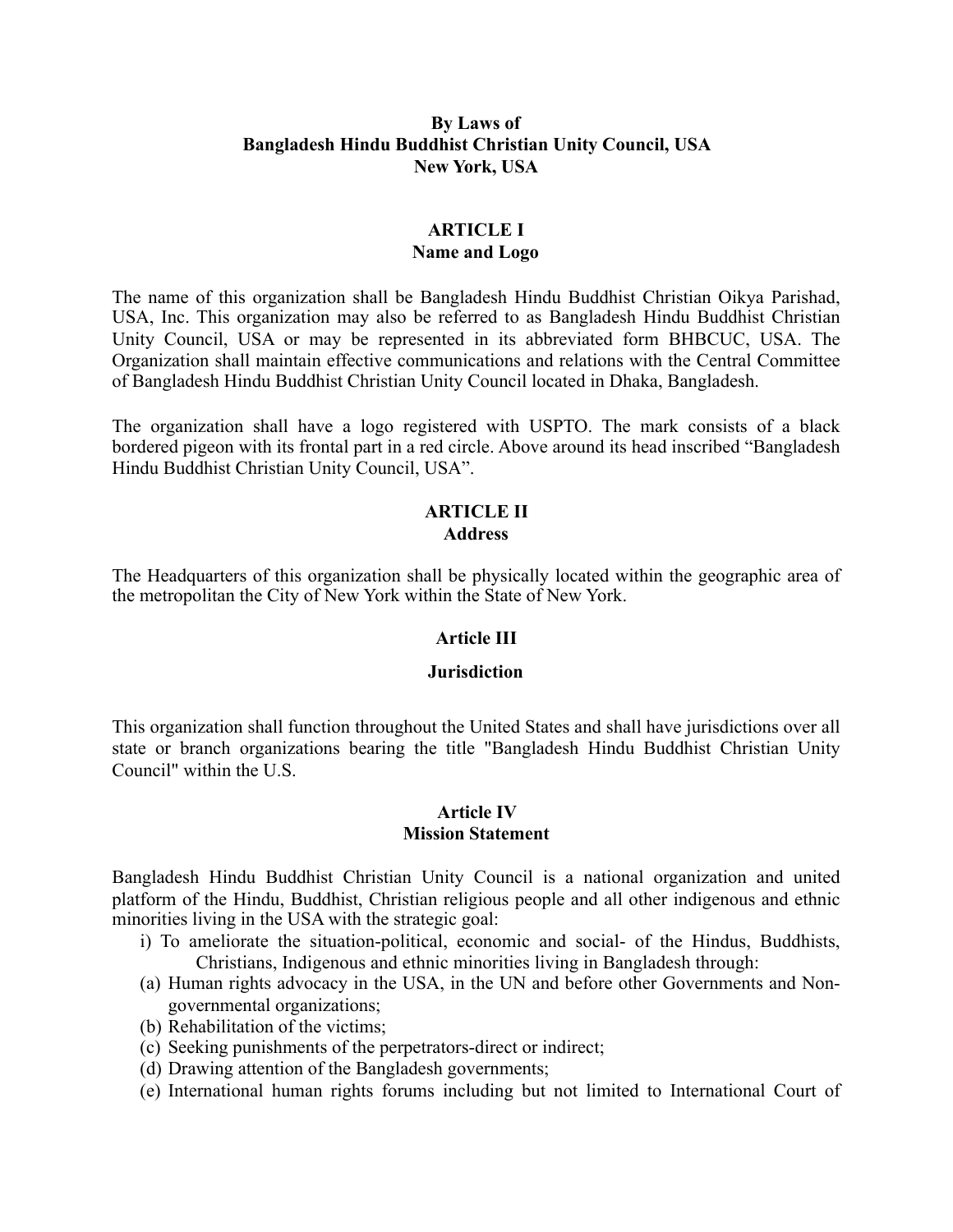# By Laws of
# Bangladesh Hindu Buddhist Christian Unity Council, USA
# New York, USA

## ARTICLE I
## Name and Logo

The name of this organization shall be Bangladesh Hindu Buddhist Christian Oikya Parishad, USA, Inc. This organization may also be referred to as Bangladesh Hindu Buddhist Christian Unity Council, USA or may be represented in its abbreviated form BHBCUC, USA. The Organization shall maintain effective communications and relations with the Central Committee of Bangladesh Hindu Buddhist Christian Unity Council located in Dhaka, Bangladesh.

The organization shall have a logo registered with USPTO. The mark consists of a black bordered pigeon with its frontal part in a red circle. Above around its head inscribed "Bangladesh Hindu Buddhist Christian Unity Council, USA".

## ARTICLE II
## Address

The Headquarters of this organization shall be physically located within the geographic area of the metropolitan the City of New York within the State of New York.

## Article III
## Jurisdiction

This organization shall function throughout the United States and shall have jurisdictions over all state or branch organizations bearing the title "Bangladesh Hindu Buddhist Christian Unity Council" within the U.S.

## Article IV
## Mission Statement

Bangladesh Hindu Buddhist Christian Unity Council is a national organization and united platform of the Hindu, Buddhist, Christian religious people and all other indigenous and ethnic minorities living in the USA with the strategic goal:

i) To ameliorate the situation-political, economic and social- of the Hindus, Buddhists, Christians, Indigenous and ethnic minorities living in Bangladesh through:

(a) Human rights advocacy in the USA, in the UN and before other Governments and Non-governmental organizations;
(b) Rehabilitation of the victims;
(c) Seeking punishments of the perpetrators-direct or indirect;
(d) Drawing attention of the Bangladesh governments;
(e) International human rights forums including but not limited to International Court of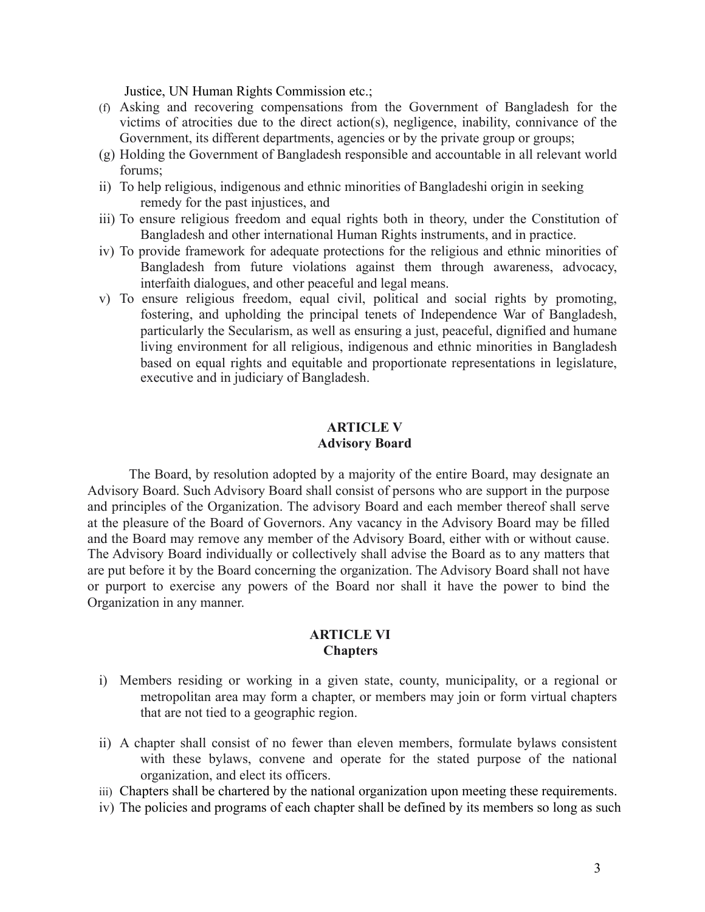Justice, UN Human Rights Commission etc.;

(f) Asking and recovering compensations from the Government of Bangladesh for the victims of atrocities due to the direct action(s), negligence, inability, connivance of the Government, its different departments, agencies or by the private group or groups;

(g) Holding the Government of Bangladesh responsible and accountable in all relevant world forums;

ii) To help religious, indigenous and ethnic minorities of Bangladeshi origin in seeking remedy for the past injustices, and

iii) To ensure religious freedom and equal rights both in theory, under the Constitution of Bangladesh and other international Human Rights instruments, and in practice.

iv) To provide framework for adequate protections for the religious and ethnic minorities of Bangladesh from future violations against them through awareness, advocacy, interfaith dialogues, and other peaceful and legal means.

v) To ensure religious freedom, equal civil, political and social rights by promoting, fostering, and upholding the principal tenets of Independence War of Bangladesh, particularly the Secularism, as well as ensuring a just, peaceful, dignified and humane living environment for all religious, indigenous and ethnic minorities in Bangladesh based on equal rights and equitable and proportionate representations in legislature, executive and in judiciary of Bangladesh.

## ARTICLE V
## Advisory Board

The Board, by resolution adopted by a majority of the entire Board, may designate an Advisory Board. Such Advisory Board shall consist of persons who are support in the purpose and principles of the Organization. The advisory Board and each member thereof shall serve at the pleasure of the Board of Governors. Any vacancy in the Advisory Board may be filled and the Board may remove any member of the Advisory Board, either with or without cause. The Advisory Board individually or collectively shall advise the Board as to any matters that are put before it by the Board concerning the organization. The Advisory Board shall not have or purport to exercise any powers of the Board nor shall it have the power to bind the Organization in any manner.

## ARTICLE VI
## Chapters

i) Members residing or working in a given state, county, municipality, or a regional or metropolitan area may form a chapter, or members may join or form virtual chapters that are not tied to a geographic region.

ii) A chapter shall consist of no fewer than eleven members, formulate bylaws consistent with these bylaws, convene and operate for the stated purpose of the national organization, and elect its officers.

iii) Chapters shall be chartered by the national organization upon meeting these requirements.

iv) The policies and programs of each chapter shall be defined by its members so long as such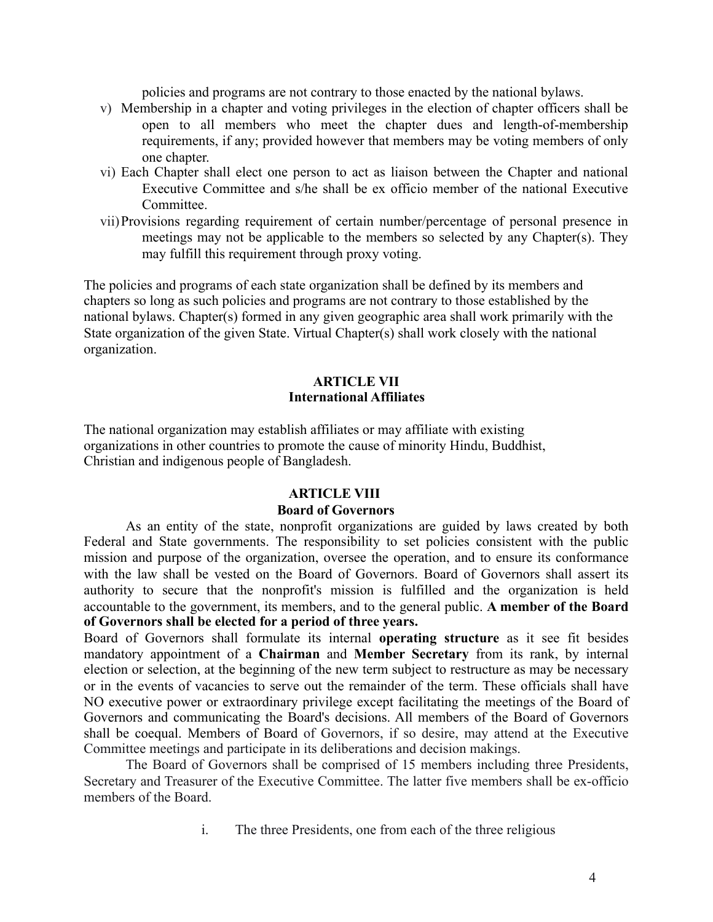policies and programs are not contrary to those enacted by the national bylaws.

v) Membership in a chapter and voting privileges in the election of chapter officers shall be open to all members who meet the chapter dues and length-of-membership requirements, if any; provided however that members may be voting members of only one chapter.

vi) Each Chapter shall elect one person to act as liaison between the Chapter and national Executive Committee and s/he shall be ex officio member of the national Executive Committee.

vii) Provisions regarding requirement of certain number/percentage of personal presence in meetings may not be applicable to the members so selected by any Chapter(s). They may fulfill this requirement through proxy voting.

The policies and programs of each state organization shall be defined by its members and chapters so long as such policies and programs are not contrary to those established by the national bylaws. Chapter(s) formed in any given geographic area shall work primarily with the State organization of the given State. Virtual Chapter(s) shall work closely with the national organization.

## ARTICLE VII
## International Affiliates

The national organization may establish affiliates or may affiliate with existing organizations in other countries to promote the cause of minority Hindu, Buddhist, Christian and indigenous people of Bangladesh.

## ARTICLE VIII
## Board of Governors

As an entity of the state, nonprofit organizations are guided by laws created by both Federal and State governments. The responsibility to set policies consistent with the public mission and purpose of the organization, oversee the operation, and to ensure its conformance with the law shall be vested on the Board of Governors. Board of Governors shall assert its authority to secure that the nonprofit's mission is fulfilled and the organization is held accountable to the government, its members, and to the general public. **A member of the Board of Governors shall be elected for a period of three years.**

Board of Governors shall formulate its internal **operating structure** as it see fit besides mandatory appointment of a **Chairman** and **Member Secretary** from its rank, by internal election or selection, at the beginning of the new term subject to restructure as may be necessary or in the events of vacancies to serve out the remainder of the term. These officials shall have NO executive power or extraordinary privilege except facilitating the meetings of the Board of Governors and communicating the Board's decisions. All members of the Board of Governors shall be coequal. Members of Board of Governors, if so desire, may attend at the Executive Committee meetings and participate in its deliberations and decision makings.

The Board of Governors shall be comprised of 15 members including three Presidents, Secretary and Treasurer of the Executive Committee. The latter five members shall be ex-officio members of the Board.

i. The three Presidents, one from each of the three religious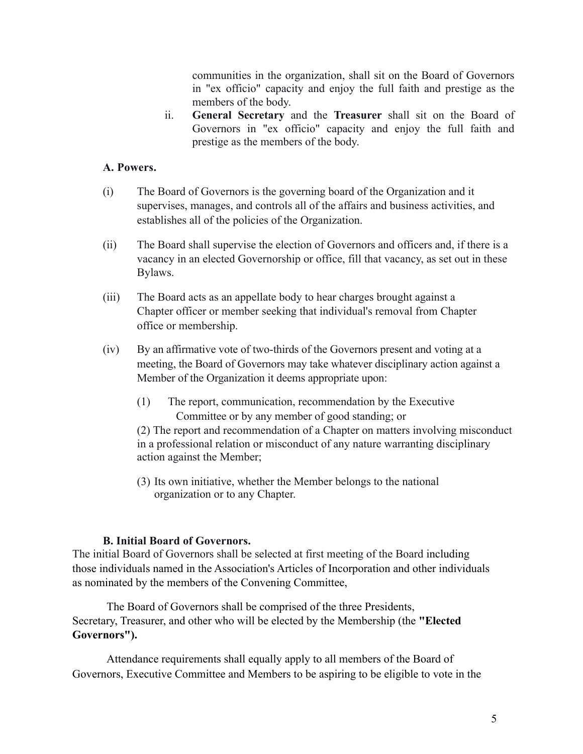communities in the organization, shall sit on the Board of Governors in "ex officio" capacity and enjoy the full faith and prestige as the members of the body.

ii. **General Secretary** and the **Treasurer** shall sit on the Board of Governors in "ex officio" capacity and enjoy the full faith and prestige as the members of the body.

**A. Powers.**

(i) The Board of Governors is the governing board of the Organization and it supervises, manages, and controls all of the affairs and business activities, and establishes all of the policies of the Organization.

(ii) The Board shall supervise the election of Governors and officers and, if there is a vacancy in an elected Governorship or office, fill that vacancy, as set out in these Bylaws.

(iii) The Board acts as an appellate body to hear charges brought against a Chapter officer or member seeking that individual's removal from Chapter office or membership.

(iv) By an affirmative vote of two-thirds of the Governors present and voting at a meeting, the Board of Governors may take whatever disciplinary action against a Member of the Organization it deems appropriate upon:

(1) The report, communication, recommendation by the Executive Committee or by any member of good standing; or

(2) The report and recommendation of a Chapter on matters involving misconduct in a professional relation or misconduct of any nature warranting disciplinary action against the Member;

(3) Its own initiative, whether the Member belongs to the national organization or to any Chapter.

**B. Initial Board of Governors.**

The initial Board of Governors shall be selected at first meeting of the Board including those individuals named in the Association's Articles of Incorporation and other individuals as nominated by the members of the Convening Committee,

The Board of Governors shall be comprised of the three Presidents, Secretary, Treasurer, and other who will be elected by the Membership (the **"Elected Governors").**

Attendance requirements shall equally apply to all members of the Board of Governors, Executive Committee and Members to be aspiring to be eligible to vote in the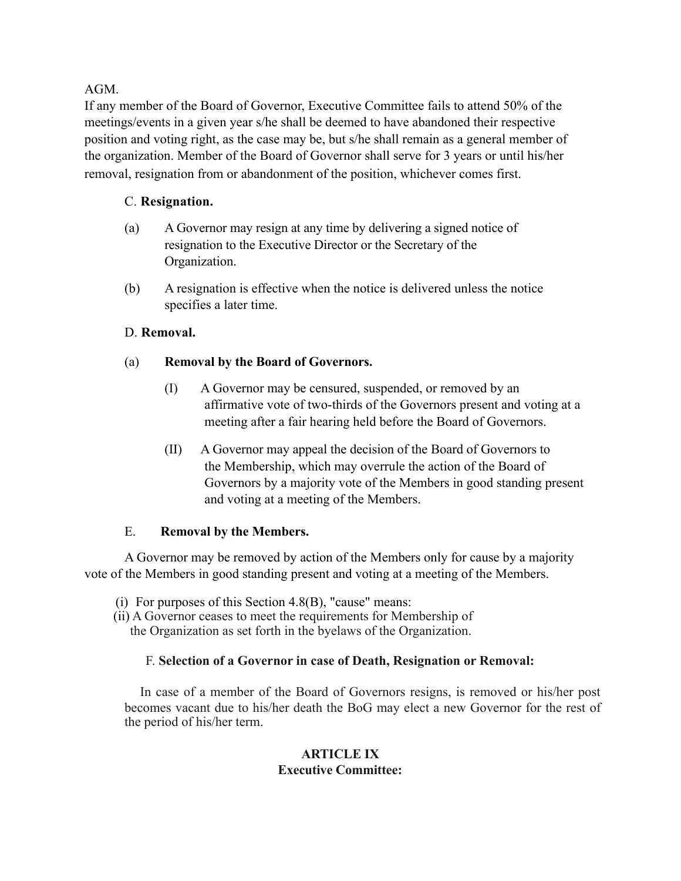AGM.

If any member of the Board of Governor, Executive Committee fails to attend 50% of the meetings/events in a given year s/he shall be deemed to have abandoned their respective position and voting right, as the case may be, but s/he shall remain as a general member of the organization. Member of the Board of Governor shall serve for 3 years or until his/her removal, resignation from or abandonment of the position, whichever comes first.

C. **Resignation.**

(a) A Governor may resign at any time by delivering a signed notice of resignation to the Executive Director or the Secretary of the Organization.

(b) A resignation is effective when the notice is delivered unless the notice specifies a later time.

D. **Removal.**

(a) **Removal by the Board of Governors.**

(I) A Governor may be censured, suspended, or removed by an affirmative vote of two-thirds of the Governors present and voting at a meeting after a fair hearing held before the Board of Governors.

(II) A Governor may appeal the decision of the Board of Governors to the Membership, which may overrule the action of the Board of Governors by a majority vote of the Members in good standing present and voting at a meeting of the Members.

E. **Removal by the Members.**

A Governor may be removed by action of the Members only for cause by a majority vote of the Members in good standing present and voting at a meeting of the Members.

(i) For purposes of this Section 4.8(B), "cause" means:

(ii) A Governor ceases to meet the requirements for Membership of the Organization as set forth in the byelaws of the Organization.

F. **Selection of a Governor in case of Death, Resignation or Removal:**

In case of a member of the Board of Governors resigns, is removed or his/her post becomes vacant due to his/her death the BoG may elect a new Governor for the rest of the period of his/her term.

## ARTICLE IX
## Executive Committee: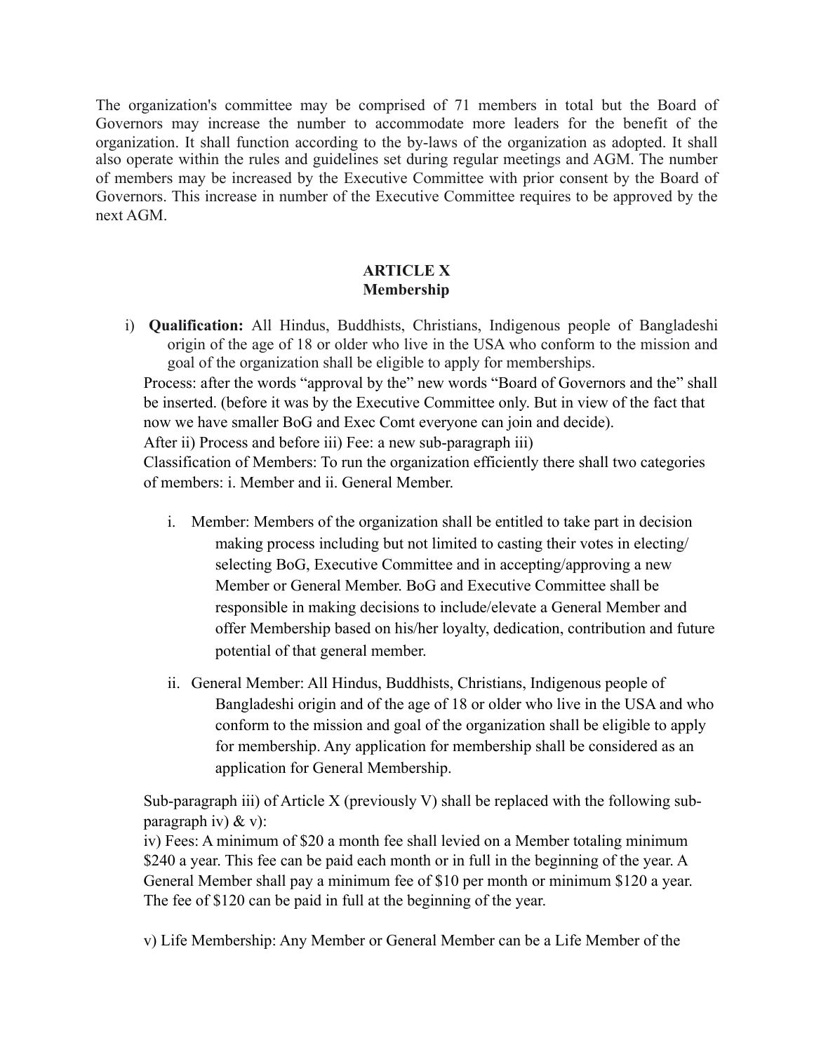The organization's committee may be comprised of 71 members in total but the Board of Governors may increase the number to accommodate more leaders for the benefit of the organization. It shall function according to the by-laws of the organization as adopted. It shall also operate within the rules and guidelines set during regular meetings and AGM. The number of members may be increased by the Executive Committee with prior consent by the Board of Governors. This increase in number of the Executive Committee requires to be approved by the next AGM.

## ARTICLE X
## Membership

i) **Qualification:** All Hindus, Buddhists, Christians, Indigenous people of Bangladeshi origin of the age of 18 or older who live in the USA who conform to the mission and goal of the organization shall be eligible to apply for memberships.

Process: after the words "approval by the" new words "Board of Governors and the" shall be inserted. (before it was by the Executive Committee only. But in view of the fact that now we have smaller BoG and Exec Comt everyone can join and decide).

After ii) Process and before iii) Fee: a new sub-paragraph iii)

Classification of Members: To run the organization efficiently there shall two categories of members: i. Member and ii. General Member.

i. Member: Members of the organization shall be entitled to take part in decision making process including but not limited to casting their votes in electing/ selecting BoG, Executive Committee and in accepting/approving a new Member or General Member. BoG and Executive Committee shall be responsible in making decisions to include/elevate a General Member and offer Membership based on his/her loyalty, dedication, contribution and future potential of that general member.

ii. General Member: All Hindus, Buddhists, Christians, Indigenous people of Bangladeshi origin and of the age of 18 or older who live in the USA and who conform to the mission and goal of the organization shall be eligible to apply for membership. Any application for membership shall be considered as an application for General Membership.

Sub-paragraph iii) of Article X (previously V) shall be replaced with the following sub-paragraph iv) & v):

iv) Fees: A minimum of $20 a month fee shall levied on a Member totaling minimum $240 a year. This fee can be paid each month or in full in the beginning of the year. A General Member shall pay a minimum fee of $10 per month or minimum $120 a year. The fee of $120 can be paid in full at the beginning of the year.

v) Life Membership: Any Member or General Member can be a Life Member of the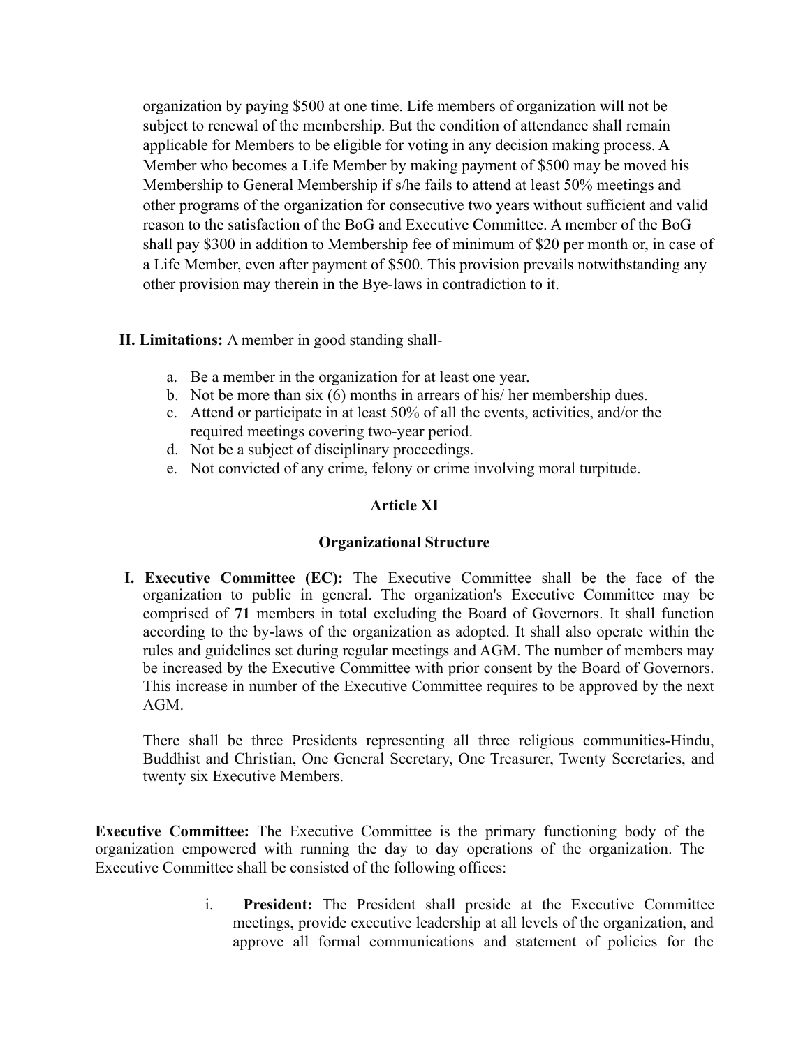organization by paying $500 at one time. Life members of organization will not be subject to renewal of the membership. But the condition of attendance shall remain applicable for Members to be eligible for voting in any decision making process. A Member who becomes a Life Member by making payment of $500 may be moved his Membership to General Membership if s/he fails to attend at least 50% meetings and other programs of the organization for consecutive two years without sufficient and valid reason to the satisfaction of the BoG and Executive Committee. A member of the BoG shall pay $300 in addition to Membership fee of minimum of $20 per month or, in case of a Life Member, even after payment of $500. This provision prevails notwithstanding any other provision may therein in the Bye-laws in contradiction to it.

**II. Limitations:** A member in good standing shall-

a. Be a member in the organization for at least one year.
b. Not be more than six (6) months in arrears of his/ her membership dues.
c. Attend or participate in at least 50% of all the events, activities, and/or the required meetings covering two-year period.
d. Not be a subject of disciplinary proceedings.
e. Not convicted of any crime, felony or crime involving moral turpitude.

## Article XI

## Organizational Structure

**I. Executive Committee (EC):** The Executive Committee shall be the face of the organization to public in general. The organization's Executive Committee may be comprised of **71** members in total excluding the Board of Governors. It shall function according to the by-laws of the organization as adopted. It shall also operate within the rules and guidelines set during regular meetings and AGM. The number of members may be increased by the Executive Committee with prior consent by the Board of Governors. This increase in number of the Executive Committee requires to be approved by the next AGM.

There shall be three Presidents representing all three religious communities-Hindu, Buddhist and Christian, One General Secretary, One Treasurer, Twenty Secretaries, and twenty six Executive Members.

**Executive Committee:** The Executive Committee is the primary functioning body of the organization empowered with running the day to day operations of the organization. The Executive Committee shall be consisted of the following offices:

i. **President:** The President shall preside at the Executive Committee meetings, provide executive leadership at all levels of the organization, and approve all formal communications and statement of policies for the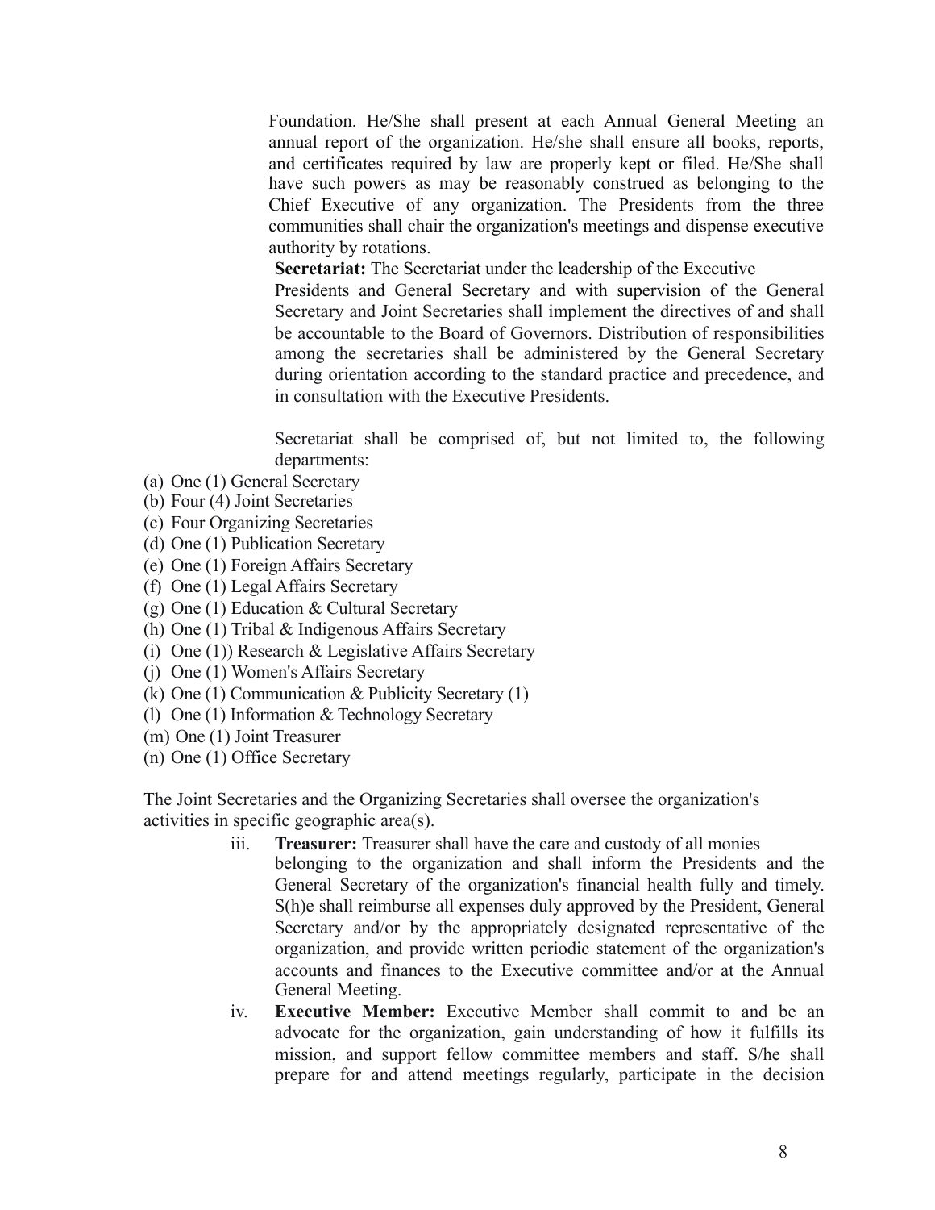Foundation. He/She shall present at each Annual General Meeting an annual report of the organization. He/she shall ensure all books, reports, and certificates required by law are properly kept or filed. He/She shall have such powers as may be reasonably construed as belonging to the Chief Executive of any organization. The Presidents from the three communities shall chair the organization's meetings and dispense executive authority by rotations.

**Secretariat:** The Secretariat under the leadership of the Executive Presidents and General Secretary and with supervision of the General Secretary and Joint Secretaries shall implement the directives of and shall be accountable to the Board of Governors. Distribution of responsibilities among the secretaries shall be administered by the General Secretary during orientation according to the standard practice and precedence, and in consultation with the Executive Presidents.

Secretariat shall be comprised of, but not limited to, the following departments:

(a) One (1) General Secretary
(b) Four (4) Joint Secretaries
(c) Four Organizing Secretaries
(d) One (1) Publication Secretary
(e) One (1) Foreign Affairs Secretary
(f) One (1) Legal Affairs Secretary
(g) One (1) Education & Cultural Secretary
(h) One (1) Tribal & Indigenous Affairs Secretary
(i) One (1)) Research & Legislative Affairs Secretary
(j) One (1) Women's Affairs Secretary
(k) One (1) Communication & Publicity Secretary (1)
(l) One (1) Information & Technology Secretary
(m) One (1) Joint Treasurer
(n) One (1) Office Secretary

The Joint Secretaries and the Organizing Secretaries shall oversee the organization's activities in specific geographic area(s).

iii. **Treasurer:** Treasurer shall have the care and custody of all monies belonging to the organization and shall inform the Presidents and the General Secretary of the organization's financial health fully and timely. S(h)e shall reimburse all expenses duly approved by the President, General Secretary and/or by the appropriately designated representative of the organization, and provide written periodic statement of the organization's accounts and finances to the Executive committee and/or at the Annual General Meeting.

iv. **Executive Member:** Executive Member shall commit to and be an advocate for the organization, gain understanding of how it fulfills its mission, and support fellow committee members and staff. S/he shall prepare for and attend meetings regularly, participate in the decision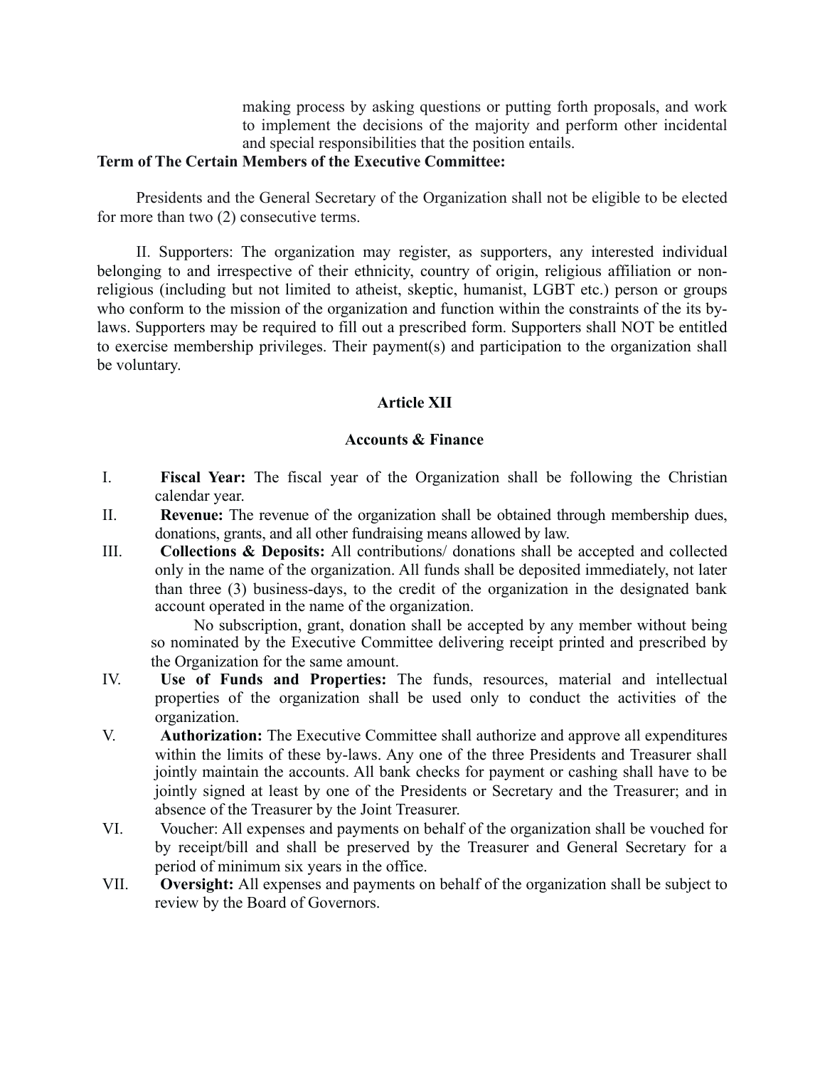making process by asking questions or putting forth proposals, and work to implement the decisions of the majority and perform other incidental and special responsibilities that the position entails.

**Term of The Certain Members of the Executive Committee:**

Presidents and the General Secretary of the Organization shall not be eligible to be elected for more than two (2) consecutive terms.

II. Supporters: The organization may register, as supporters, any interested individual belonging to and irrespective of their ethnicity, country of origin, religious affiliation or non-religious (including but not limited to atheist, skeptic, humanist, LGBT etc.) person or groups who conform to the mission of the organization and function within the constraints of the its by-laws. Supporters may be required to fill out a prescribed form. Supporters shall NOT be entitled to exercise membership privileges. Their payment(s) and participation to the organization shall be voluntary.

## Article XII

## Accounts & Finance

I. **Fiscal Year:** The fiscal year of the Organization shall be following the Christian calendar year.

II. **Revenue:** The revenue of the organization shall be obtained through membership dues, donations, grants, and all other fundraising means allowed by law.

III. **Collections & Deposits:** All contributions/ donations shall be accepted and collected only in the name of the organization. All funds shall be deposited immediately, not later than three (3) business-days, to the credit of the organization in the designated bank account operated in the name of the organization.

   No subscription, grant, donation shall be accepted by any member without being so nominated by the Executive Committee delivering receipt printed and prescribed by the Organization for the same amount.

IV. **Use of Funds and Properties:** The funds, resources, material and intellectual properties of the organization shall be used only to conduct the activities of the organization.

V. **Authorization:** The Executive Committee shall authorize and approve all expenditures within the limits of these by-laws. Any one of the three Presidents and Treasurer shall jointly maintain the accounts. All bank checks for payment or cashing shall have to be jointly signed at least by one of the Presidents or Secretary and the Treasurer; and in absence of the Treasurer by the Joint Treasurer.

VI. Voucher: All expenses and payments on behalf of the organization shall be vouched for by receipt/bill and shall be preserved by the Treasurer and General Secretary for a period of minimum six years in the office.

VII. **Oversight:** All expenses and payments on behalf of the organization shall be subject to review by the Board of Governors.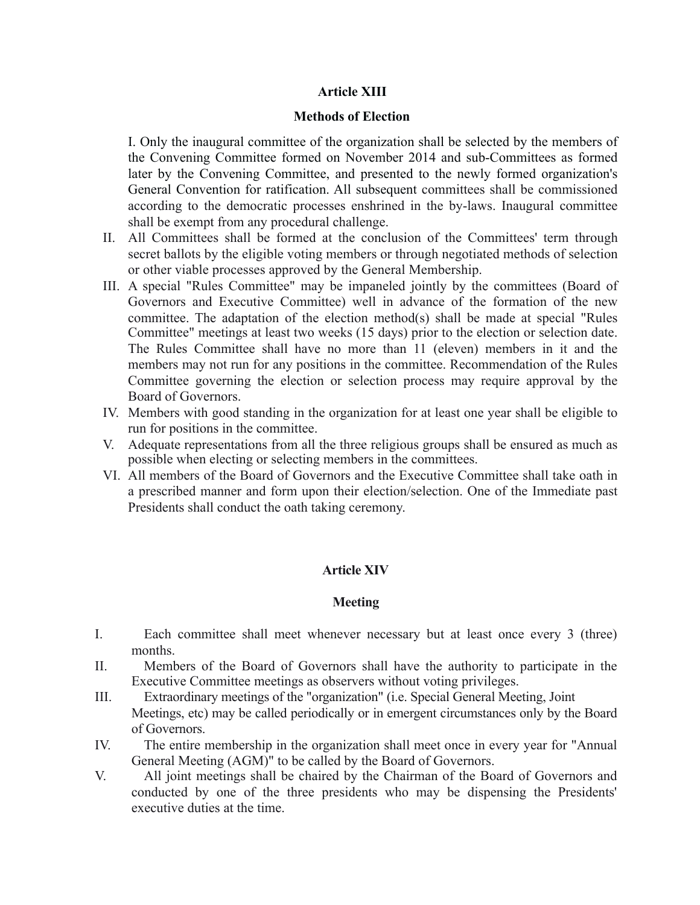## Article XIII

### Methods of Election

I. Only the inaugural committee of the organization shall be selected by the members of the Convening Committee formed on November 2014 and sub-Committees as formed later by the Convening Committee, and presented to the newly formed organization's General Convention for ratification. All subsequent committees shall be commissioned according to the democratic processes enshrined in the by-laws. Inaugural committee shall be exempt from any procedural challenge.

II. All Committees shall be formed at the conclusion of the Committees' term through secret ballots by the eligible voting members or through negotiated methods of selection or other viable processes approved by the General Membership.

III. A special "Rules Committee" may be impaneled jointly by the committees (Board of Governors and Executive Committee) well in advance of the formation of the new committee. The adaptation of the election method(s) shall be made at special "Rules Committee" meetings at least two weeks (15 days) prior to the election or selection date. The Rules Committee shall have no more than 11 (eleven) members in it and the members may not run for any positions in the committee. Recommendation of the Rules Committee governing the election or selection process may require approval by the Board of Governors.

IV. Members with good standing in the organization for at least one year shall be eligible to run for positions in the committee.

V. Adequate representations from all the three religious groups shall be ensured as much as possible when electing or selecting members in the committees.

VI. All members of the Board of Governors and the Executive Committee shall take oath in a prescribed manner and form upon their election/selection. One of the Immediate past Presidents shall conduct the oath taking ceremony.

## Article XIV

### Meeting

I. Each committee shall meet whenever necessary but at least once every 3 (three) months.

II. Members of the Board of Governors shall have the authority to participate in the Executive Committee meetings as observers without voting privileges.

III. Extraordinary meetings of the "organization" (i.e. Special General Meeting, Joint Meetings, etc) may be called periodically or in emergent circumstances only by the Board of Governors.

IV. The entire membership in the organization shall meet once in every year for "Annual General Meeting (AGM)" to be called by the Board of Governors.

V. All joint meetings shall be chaired by the Chairman of the Board of Governors and conducted by one of the three presidents who may be dispensing the Presidents' executive duties at the time.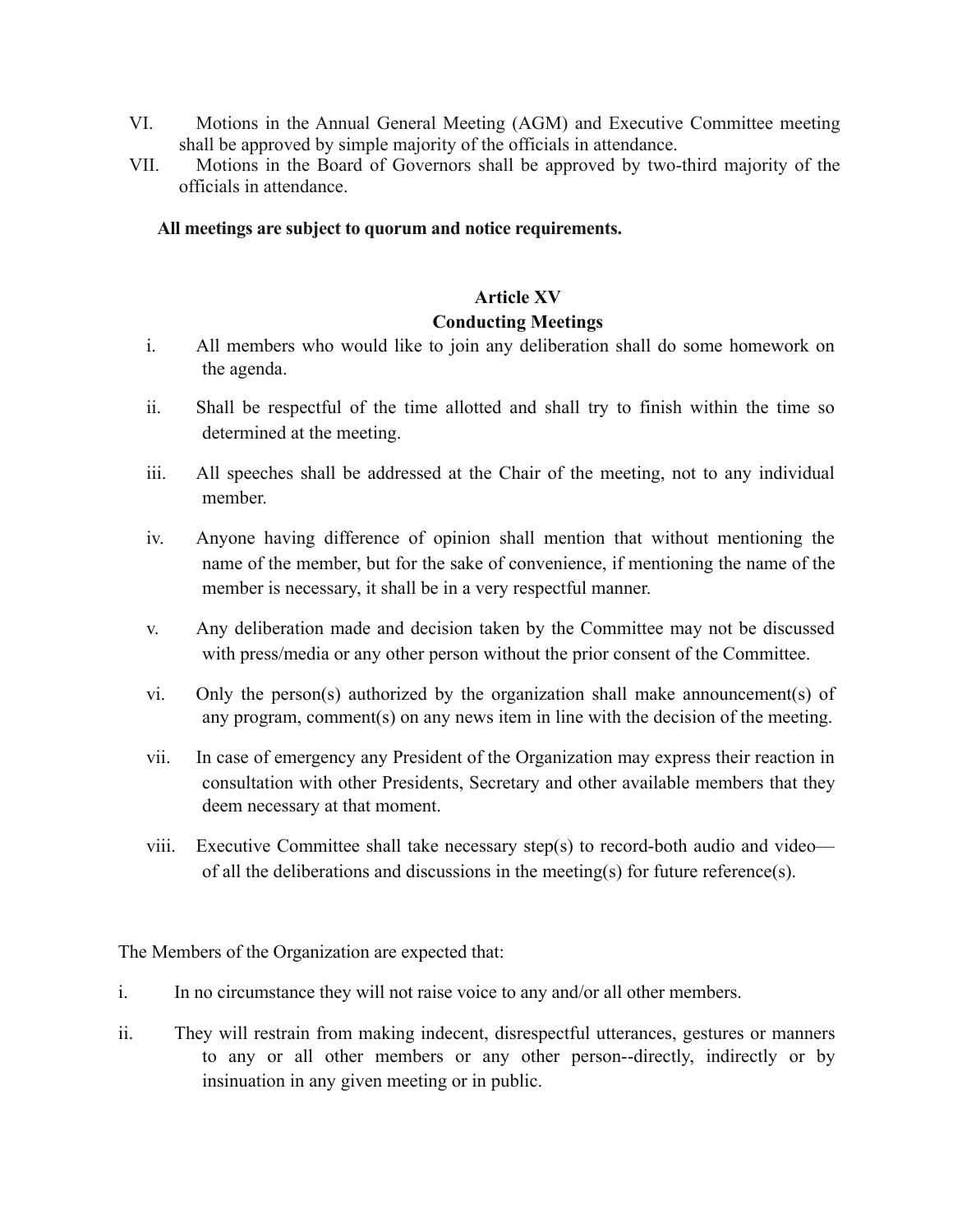VI. Motions in the Annual General Meeting (AGM) and Executive Committee meeting shall be approved by simple majority of the officials in attendance.

VII. Motions in the Board of Governors shall be approved by two-third majority of the officials in attendance.

**All meetings are subject to quorum and notice requirements.**

## Article XV
## Conducting Meetings

i. All members who would like to join any deliberation shall do some homework on the agenda.

ii. Shall be respectful of the time allotted and shall try to finish within the time so determined at the meeting.

iii. All speeches shall be addressed at the Chair of the meeting, not to any individual member.

iv. Anyone having difference of opinion shall mention that without mentioning the name of the member, but for the sake of convenience, if mentioning the name of the member is necessary, it shall be in a very respectful manner.

v. Any deliberation made and decision taken by the Committee may not be discussed with press/media or any other person without the prior consent of the Committee.

vi. Only the person(s) authorized by the organization shall make announcement(s) of any program, comment(s) on any news item in line with the decision of the meeting.

vii. In case of emergency any President of the Organization may express their reaction in consultation with other Presidents, Secretary and other available members that they deem necessary at that moment.

viii. Executive Committee shall take necessary step(s) to record-both audio and video—of all the deliberations and discussions in the meeting(s) for future reference(s).

The Members of the Organization are expected that:

i. In no circumstance they will not raise voice to any and/or all other members.

ii. They will restrain from making indecent, disrespectful utterances, gestures or manners to any or all other members or any other person--directly, indirectly or by insinuation in any given meeting or in public.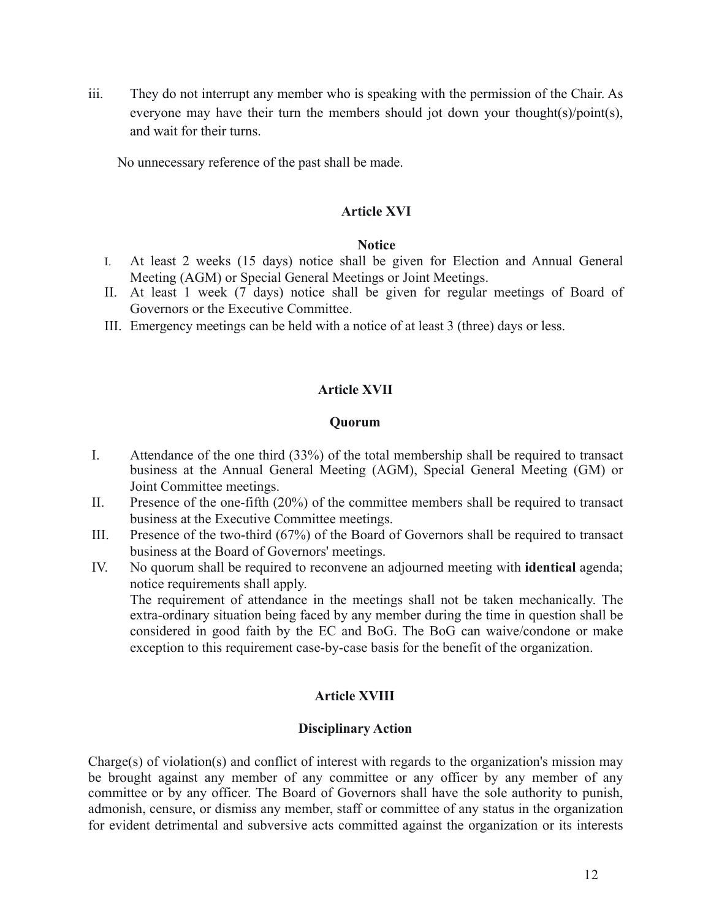iii. They do not interrupt any member who is speaking with the permission of the Chair. As everyone may have their turn the members should jot down your thought(s)/point(s), and wait for their turns.

No unnecessary reference of the past shall be made.

### Article XVI

#### Notice

I. At least 2 weeks (15 days) notice shall be given for Election and Annual General Meeting (AGM) or Special General Meetings or Joint Meetings.
II. At least 1 week (7 days) notice shall be given for regular meetings of Board of Governors or the Executive Committee.
III. Emergency meetings can be held with a notice of at least 3 (three) days or less.

### Article XVII

#### Quorum

I. Attendance of the one third (33%) of the total membership shall be required to transact business at the Annual General Meeting (AGM), Special General Meeting (GM) or Joint Committee meetings.
II. Presence of the one-fifth (20%) of the committee members shall be required to transact business at the Executive Committee meetings.
III. Presence of the two-third (67%) of the Board of Governors shall be required to transact business at the Board of Governors' meetings.
IV. No quorum shall be required to reconvene an adjourned meeting with **identical** agenda; notice requirements shall apply.
The requirement of attendance in the meetings shall not be taken mechanically. The extra-ordinary situation being faced by any member during the time in question shall be considered in good faith by the EC and BoG. The BoG can waive/condone or make exception to this requirement case-by-case basis for the benefit of the organization.

### Article XVIII

#### Disciplinary Action

Charge(s) of violation(s) and conflict of interest with regards to the organization's mission may be brought against any member of any committee or any officer by any member of any committee or by any officer. The Board of Governors shall have the sole authority to punish, admonish, censure, or dismiss any member, staff or committee of any status in the organization for evident detrimental and subversive acts committed against the organization or its interests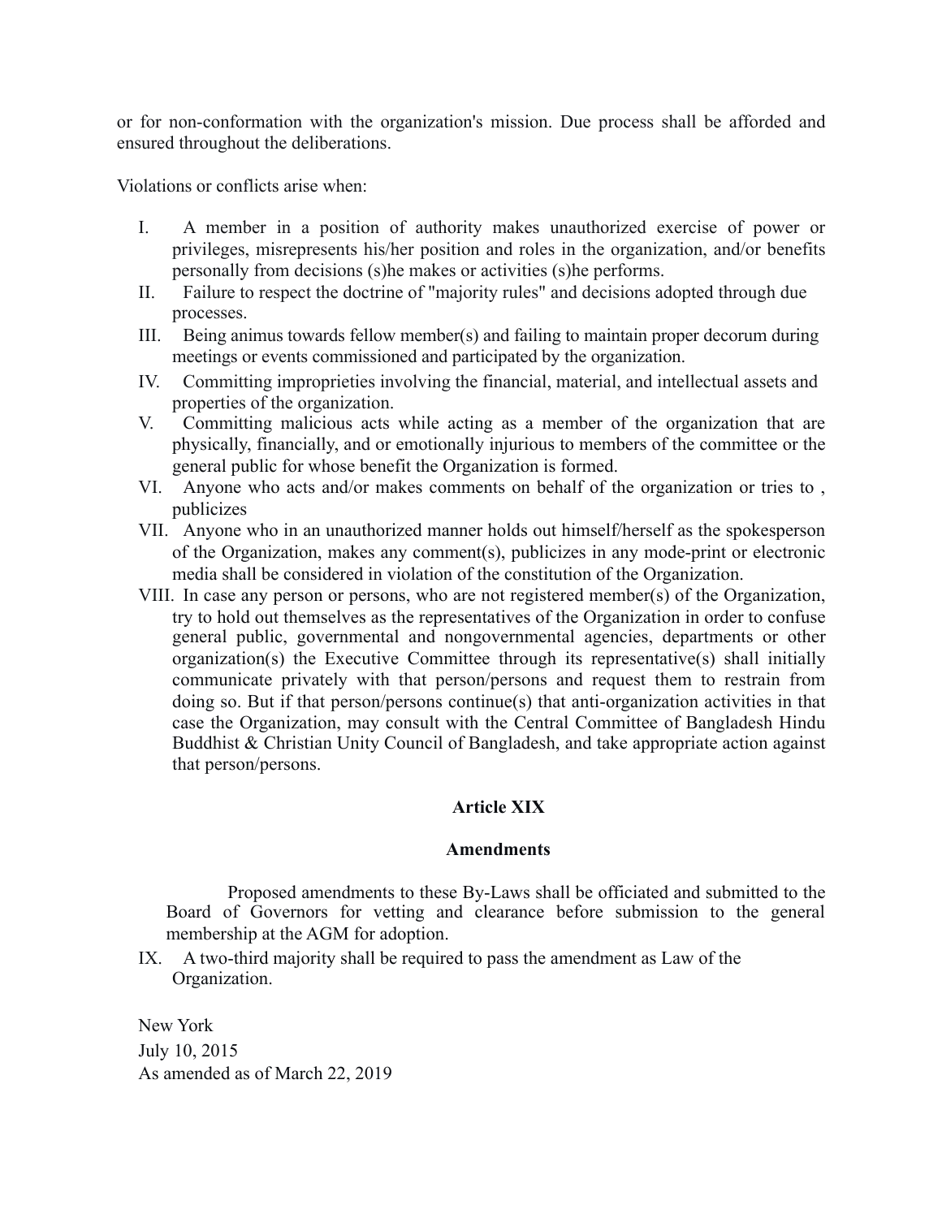or for non-conformation with the organization's mission. Due process shall be afforded and ensured throughout the deliberations.

Violations or conflicts arise when:

I. A member in a position of authority makes unauthorized exercise of power or privileges, misrepresents his/her position and roles in the organization, and/or benefits personally from decisions (s)he makes or activities (s)he performs.
II. Failure to respect the doctrine of "majority rules" and decisions adopted through due processes.
III. Being animus towards fellow member(s) and failing to maintain proper decorum during meetings or events commissioned and participated by the organization.
IV. Committing improprieties involving the financial, material, and intellectual assets and properties of the organization.
V. Committing malicious acts while acting as a member of the organization that are physically, financially, and or emotionally injurious to members of the committee or the general public for whose benefit the Organization is formed.
VI. Anyone who acts and/or makes comments on behalf of the organization or tries to , publicizes
VII. Anyone who in an unauthorized manner holds out himself/herself as the spokesperson of the Organization, makes any comment(s), publicizes in any mode-print or electronic media shall be considered in violation of the constitution of the Organization.
VIII. In case any person or persons, who are not registered member(s) of the Organization, try to hold out themselves as the representatives of the Organization in order to confuse general public, governmental and nongovernmental agencies, departments or other organization(s) the Executive Committee through its representative(s) shall initially communicate privately with that person/persons and request them to restrain from doing so. But if that person/persons continue(s) that anti-organization activities in that case the Organization, may consult with the Central Committee of Bangladesh Hindu Buddhist & Christian Unity Council of Bangladesh, and take appropriate action against that person/persons.

## Article XIX

## Amendments

Proposed amendments to these By-Laws shall be officiated and submitted to the Board of Governors for vetting and clearance before submission to the general membership at the AGM for adoption.

IX. A two-third majority shall be required to pass the amendment as Law of the Organization.

New York
July 10, 2015
As amended as of March 22, 2019